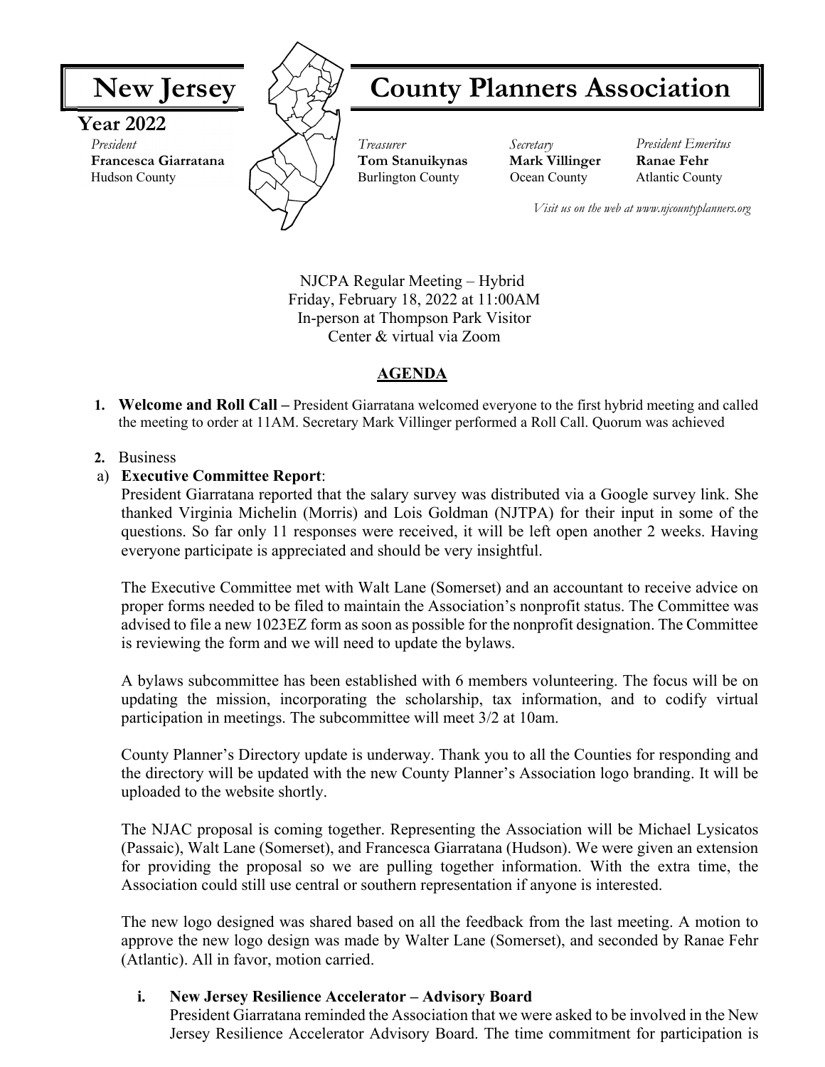# New Jersey County Planners Association

**Year 2022**

*President*
**Francesca Giarratana**
Hudson County

*Treasurer*
**Tom Stanuikynas**
Burlington County

*Secretary*
**Mark Villinger**
Ocean County

*President Emeritus*
**Ranae Fehr**
Atlantic County

*Visit us on the web at www.njcountyplanners.org*

NJCPA Regular Meeting – Hybrid
Friday, February 18, 2022 at 11:00AM
In-person at Thompson Park Visitor Center & virtual via Zoom

## AGENDA

1. **Welcome and Roll Call –** President Giarratana welcomed everyone to the first hybrid meeting and called the meeting to order at 11AM. Secretary Mark Villinger performed a Roll Call. Quorum was achieved

2. Business

a) **Executive Committee Report**:

President Giarratana reported that the salary survey was distributed via a Google survey link. She thanked Virginia Michelin (Morris) and Lois Goldman (NJTPA) for their input in some of the questions. So far only 11 responses were received, it will be left open another 2 weeks. Having everyone participate is appreciated and should be very insightful.

The Executive Committee met with Walt Lane (Somerset) and an accountant to receive advice on proper forms needed to be filed to maintain the Association's nonprofit status. The Committee was advised to file a new 1023EZ form as soon as possible for the nonprofit designation. The Committee is reviewing the form and we will need to update the bylaws.

A bylaws subcommittee has been established with 6 members volunteering. The focus will be on updating the mission, incorporating the scholarship, tax information, and to codify virtual participation in meetings. The subcommittee will meet 3/2 at 10am.

County Planner's Directory update is underway. Thank you to all the Counties for responding and the directory will be updated with the new County Planner's Association logo branding. It will be uploaded to the website shortly.

The NJAC proposal is coming together. Representing the Association will be Michael Lysicatos (Passaic), Walt Lane (Somerset), and Francesca Giarratana (Hudson). We were given an extension for providing the proposal so we are pulling together information. With the extra time, the Association could still use central or southern representation if anyone is interested.

The new logo designed was shared based on all the feedback from the last meeting. A motion to approve the new logo design was made by Walter Lane (Somerset), and seconded by Ranae Fehr (Atlantic). All in favor, motion carried.

i. **New Jersey Resilience Accelerator – Advisory Board**

President Giarratana reminded the Association that we were asked to be involved in the New Jersey Resilience Accelerator Advisory Board. The time commitment for participation is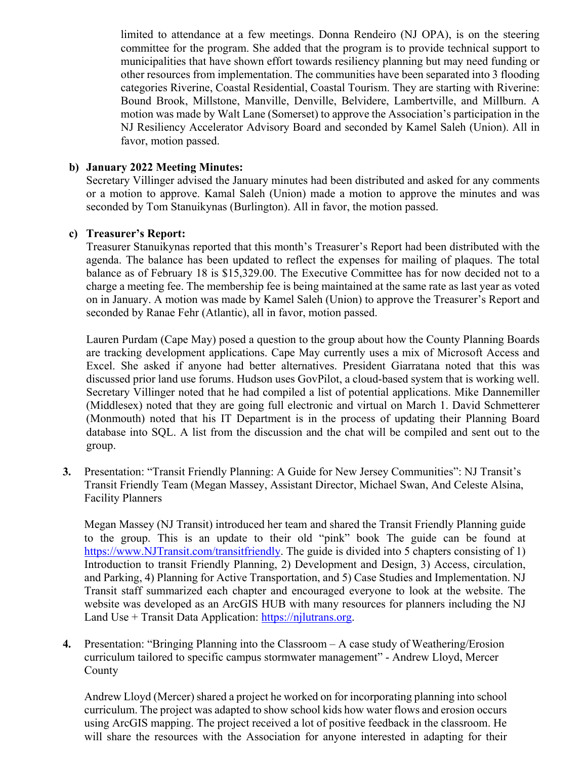limited to attendance at a few meetings. Donna Rendeiro (NJ OPA), is on the steering committee for the program. She added that the program is to provide technical support to municipalities that have shown effort towards resiliency planning but may need funding or other resources from implementation. The communities have been separated into 3 flooding categories Riverine, Coastal Residential, Coastal Tourism. They are starting with Riverine: Bound Brook, Millstone, Manville, Denville, Belvidere, Lambertville, and Millburn. A motion was made by Walt Lane (Somerset) to approve the Association's participation in the NJ Resiliency Accelerator Advisory Board and seconded by Kamel Saleh (Union). All in favor, motion passed.

b) **January 2022 Meeting Minutes:**
Secretary Villinger advised the January minutes had been distributed and asked for any comments or a motion to approve. Kamal Saleh (Union) made a motion to approve the minutes and was seconded by Tom Stanuikynas (Burlington). All in favor, the motion passed.

c) **Treasurer's Report:**
Treasurer Stanuikynas reported that this month's Treasurer's Report had been distributed with the agenda. The balance has been updated to reflect the expenses for mailing of plaques. The total balance as of February 18 is $15,329.00. The Executive Committee has for now decided not to a charge a meeting fee. The membership fee is being maintained at the same rate as last year as voted on in January. A motion was made by Kamel Saleh (Union) to approve the Treasurer's Report and seconded by Ranae Fehr (Atlantic), all in favor, motion passed.

Lauren Purdam (Cape May) posed a question to the group about how the County Planning Boards are tracking development applications. Cape May currently uses a mix of Microsoft Access and Excel. She asked if anyone had better alternatives. President Giarratana noted that this was discussed prior land use forums. Hudson uses GovPilot, a cloud-based system that is working well. Secretary Villinger noted that he had compiled a list of potential applications. Mike Dannemiller (Middlesex) noted that they are going full electronic and virtual on March 1. David Schmetterer (Monmouth) noted that his IT Department is in the process of updating their Planning Board database into SQL. A list from the discussion and the chat will be compiled and sent out to the group.

3. Presentation: "Transit Friendly Planning: A Guide for New Jersey Communities": NJ Transit's Transit Friendly Team (Megan Massey, Assistant Director, Michael Swan, And Celeste Alsina, Facility Planners

   Megan Massey (NJ Transit) introduced her team and shared the Transit Friendly Planning guide to the group. This is an update to their old "pink" book The guide can be found at https://www.NJTransit.com/transitfriendly. The guide is divided into 5 chapters consisting of 1) Introduction to transit Friendly Planning, 2) Development and Design, 3) Access, circulation, and Parking, 4) Planning for Active Transportation, and 5) Case Studies and Implementation. NJ Transit staff summarized each chapter and encouraged everyone to look at the website. The website was developed as an ArcGIS HUB with many resources for planners including the NJ Land Use + Transit Data Application: https://njlutrans.org.

4. Presentation: "Bringing Planning into the Classroom – A case study of Weathering/Erosion curriculum tailored to specific campus stormwater management" - Andrew Lloyd, Mercer County

   Andrew Lloyd (Mercer) shared a project he worked on for incorporating planning into school curriculum. The project was adapted to show school kids how water flows and erosion occurs using ArcGIS mapping. The project received a lot of positive feedback in the classroom. He will share the resources with the Association for anyone interested in adapting for their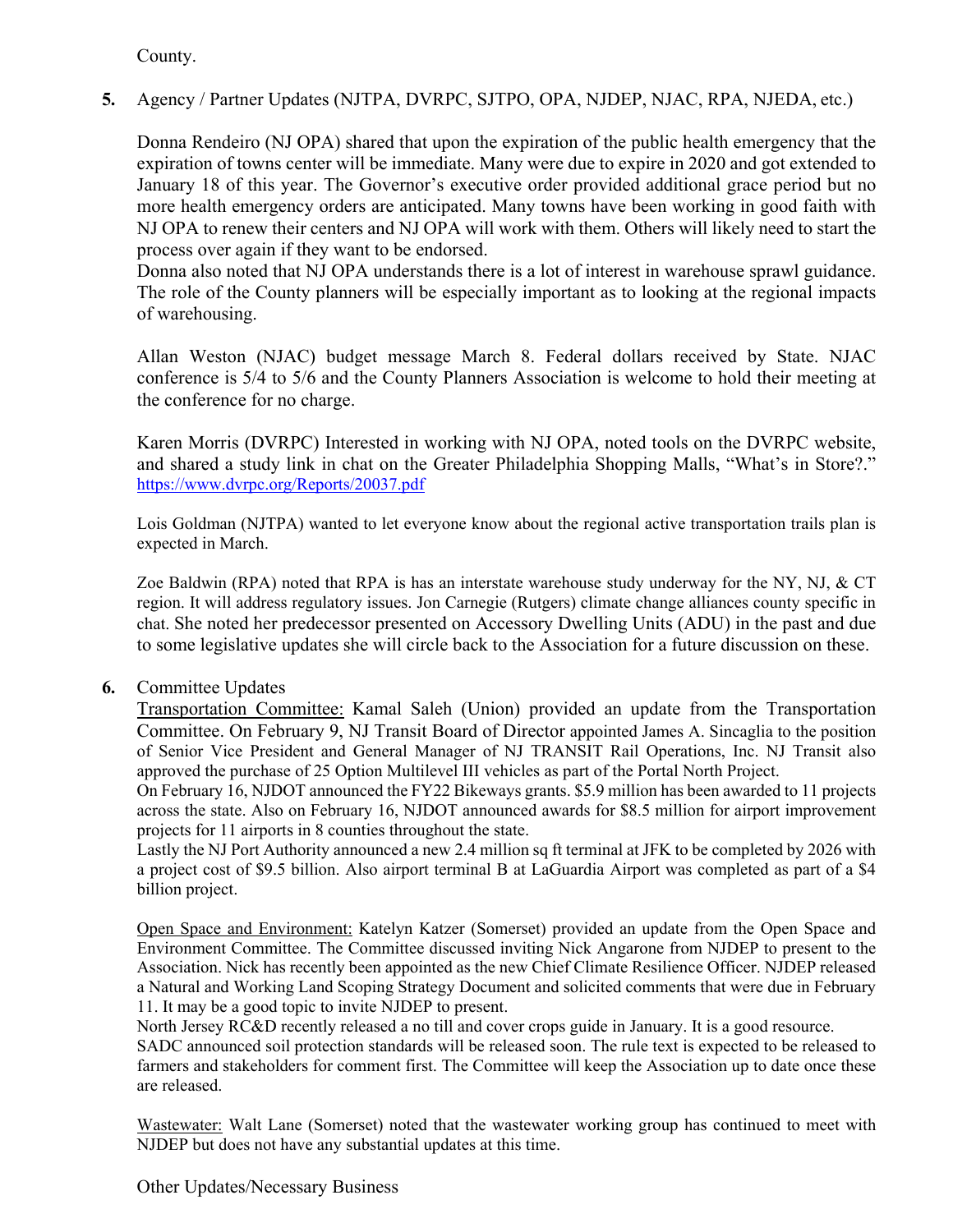County.

**5.** Agency / Partner Updates (NJTPA, DVRPC, SJTPO, OPA, NJDEP, NJAC, RPA, NJEDA, etc.)

Donna Rendeiro (NJ OPA) shared that upon the expiration of the public health emergency that the expiration of towns center will be immediate. Many were due to expire in 2020 and got extended to January 18 of this year. The Governor's executive order provided additional grace period but no more health emergency orders are anticipated. Many towns have been working in good faith with NJ OPA to renew their centers and NJ OPA will work with them. Others will likely need to start the process over again if they want to be endorsed.
Donna also noted that NJ OPA understands there is a lot of interest in warehouse sprawl guidance. The role of the County planners will be especially important as to looking at the regional impacts of warehousing.

Allan Weston (NJAC) budget message March 8. Federal dollars received by State. NJAC conference is 5/4 to 5/6 and the County Planners Association is welcome to hold their meeting at the conference for no charge.

Karen Morris (DVRPC) Interested in working with NJ OPA, noted tools on the DVRPC website, and shared a study link in chat on the Greater Philadelphia Shopping Malls, "What's in Store?." https://www.dvrpc.org/Reports/20037.pdf

Lois Goldman (NJTPA) wanted to let everyone know about the regional active transportation trails plan is expected in March.

Zoe Baldwin (RPA) noted that RPA is has an interstate warehouse study underway for the NY, NJ, & CT region. It will address regulatory issues. Jon Carnegie (Rutgers) climate change alliances county specific in chat. She noted her predecessor presented on Accessory Dwelling Units (ADU) in the past and due to some legislative updates she will circle back to the Association for a future discussion on these.

**6.** Committee Updates

Transportation Committee: Kamal Saleh (Union) provided an update from the Transportation Committee. On February 9, NJ Transit Board of Director appointed James A. Sincaglia to the position of Senior Vice President and General Manager of NJ TRANSIT Rail Operations, Inc. NJ Transit also approved the purchase of 25 Option Multilevel III vehicles as part of the Portal North Project.
On February 16, NJDOT announced the FY22 Bikeways grants. $5.9 million has been awarded to 11 projects across the state. Also on February 16, NJDOT announced awards for $8.5 million for airport improvement projects for 11 airports in 8 counties throughout the state.
Lastly the NJ Port Authority announced a new 2.4 million sq ft terminal at JFK to be completed by 2026 with a project cost of $9.5 billion. Also airport terminal B at LaGuardia Airport was completed as part of a $4 billion project.

Open Space and Environment: Katelyn Katzer (Somerset) provided an update from the Open Space and Environment Committee. The Committee discussed inviting Nick Angarone from NJDEP to present to the Association. Nick has recently been appointed as the new Chief Climate Resilience Officer. NJDEP released a Natural and Working Land Scoping Strategy Document and solicited comments that were due in February 11. It may be a good topic to invite NJDEP to present.
North Jersey RC&D recently released a no till and cover crops guide in January. It is a good resource.
SADC announced soil protection standards will be released soon. The rule text is expected to be released to farmers and stakeholders for comment first. The Committee will keep the Association up to date once these are released.

Wastewater: Walt Lane (Somerset) noted that the wastewater working group has continued to meet with NJDEP but does not have any substantial updates at this time.

Other Updates/Necessary Business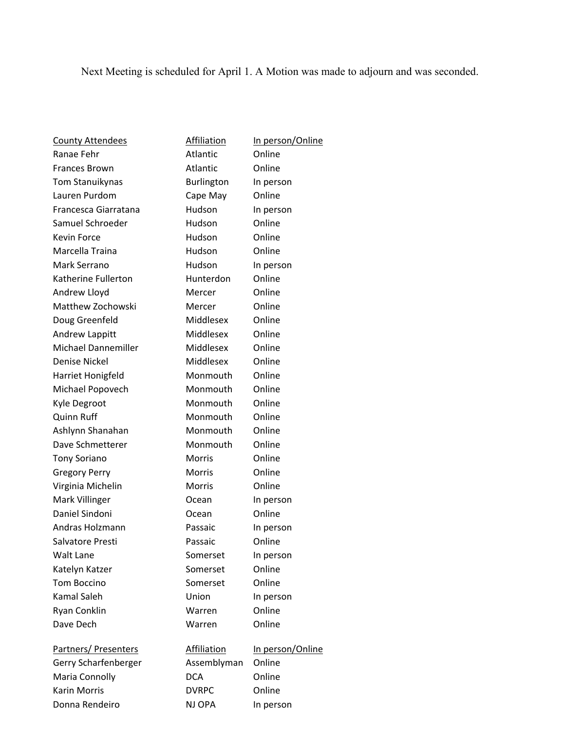Next Meeting is scheduled for April 1. A Motion was made to adjourn and was seconded.

| County Attendees | Affiliation | In person/Online |
| --- | --- | --- |
| Ranae Fehr | Atlantic | Online |
| Frances Brown | Atlantic | Online |
| Tom Stanuikynas | Burlington | In person |
| Lauren Purdom | Cape May | Online |
| Francesca Giarratana | Hudson | In person |
| Samuel Schroeder | Hudson | Online |
| Kevin Force | Hudson | Online |
| Marcella Traina | Hudson | Online |
| Mark Serrano | Hudson | In person |
| Katherine Fullerton | Hunterdon | Online |
| Andrew Lloyd | Mercer | Online |
| Matthew Zochowski | Mercer | Online |
| Doug Greenfeld | Middlesex | Online |
| Andrew Lappitt | Middlesex | Online |
| Michael Dannemiller | Middlesex | Online |
| Denise Nickel | Middlesex | Online |
| Harriet Honigfeld | Monmouth | Online |
| Michael Popovech | Monmouth | Online |
| Kyle Degroot | Monmouth | Online |
| Quinn Ruff | Monmouth | Online |
| Ashlynn Shanahan | Monmouth | Online |
| Dave Schmetterer | Monmouth | Online |
| Tony Soriano | Morris | Online |
| Gregory Perry | Morris | Online |
| Virginia Michelin | Morris | Online |
| Mark Villinger | Ocean | In person |
| Daniel Sindoni | Ocean | Online |
| Andras Holzmann | Passaic | In person |
| Salvatore Presti | Passaic | Online |
| Walt Lane | Somerset | In person |
| Katelyn Katzer | Somerset | Online |
| Tom Boccino | Somerset | Online |
| Kamal Saleh | Union | In person |
| Ryan Conklin | Warren | Online |
| Dave Dech | Warren | Online |

| Partners/ Presenters | Affiliation | In person/Online |
| --- | --- | --- |
| Gerry Scharfenberger | Assemblyman | Online |
| Maria Connolly | DCA | Online |
| Karin Morris | DVRPC | Online |
| Donna Rendeiro | NJ OPA | In person |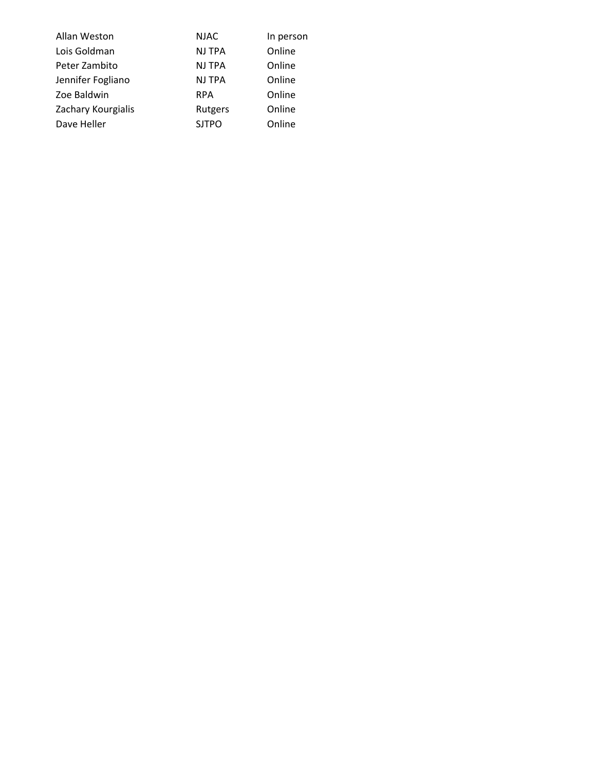| | | |
|---|---|---|
| Allan Weston | NJAC | In person |
| Lois Goldman | NJ TPA | Online |
| Peter Zambito | NJ TPA | Online |
| Jennifer Fogliano | NJ TPA | Online |
| Zoe Baldwin | RPA | Online |
| Zachary Kourgialis | Rutgers | Online |
| Dave Heller | SJTPO | Online |